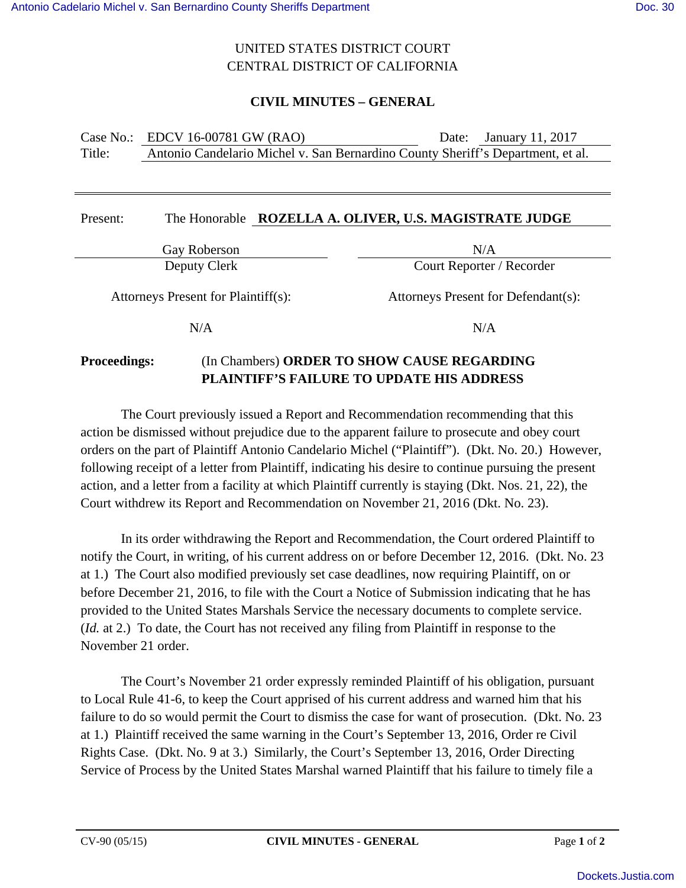UNITED STATES DISTRICT COURT
CENTRAL DISTRICT OF CALIFORNIA

**CIVIL MINUTES – GENERAL**

| | | | |
|---|---|---|---|
| Case No.: | EDCV 16-00781 GW (RAO) | Date: | January 11, 2017 |
| Title: | Antonio Candelario Michel v. San Bernardino County Sheriff's Department, et al. | | |

---

Present: The Honorable **ROZELLA A. OLIVER, U.S. MAGISTRATE JUDGE**

| Gay Roberson | N/A |
|---|---|
| Deputy Clerk | Court Reporter / Recorder |

| Attorneys Present for Plaintiff(s): | Attorneys Present for Defendant(s): |
|---|---|
| N/A | N/A |

**Proceedings:** (In Chambers) **ORDER TO SHOW CAUSE REGARDING PLAINTIFF'S FAILURE TO UPDATE HIS ADDRESS**

The Court previously issued a Report and Recommendation recommending that this action be dismissed without prejudice due to the apparent failure to prosecute and obey court orders on the part of Plaintiff Antonio Candelario Michel ("Plaintiff"). (Dkt. No. 20.) However, following receipt of a letter from Plaintiff, indicating his desire to continue pursuing the present action, and a letter from a facility at which Plaintiff currently is staying (Dkt. Nos. 21, 22), the Court withdrew its Report and Recommendation on November 21, 2016 (Dkt. No. 23).

In its order withdrawing the Report and Recommendation, the Court ordered Plaintiff to notify the Court, in writing, of his current address on or before December 12, 2016. (Dkt. No. 23 at 1.) The Court also modified previously set case deadlines, now requiring Plaintiff, on or before December 21, 2016, to file with the Court a Notice of Submission indicating that he has provided to the United States Marshals Service the necessary documents to complete service. (*Id.* at 2.) To date, the Court has not received any filing from Plaintiff in response to the November 21 order.

The Court's November 21 order expressly reminded Plaintiff of his obligation, pursuant to Local Rule 41-6, to keep the Court apprised of his current address and warned him that his failure to do so would permit the Court to dismiss the case for want of prosecution. (Dkt. No. 23 at 1.) Plaintiff received the same warning in the Court's September 13, 2016, Order re Civil Rights Case. (Dkt. No. 9 at 3.) Similarly, the Court's September 13, 2016, Order Directing Service of Process by the United States Marshal warned Plaintiff that his failure to timely file a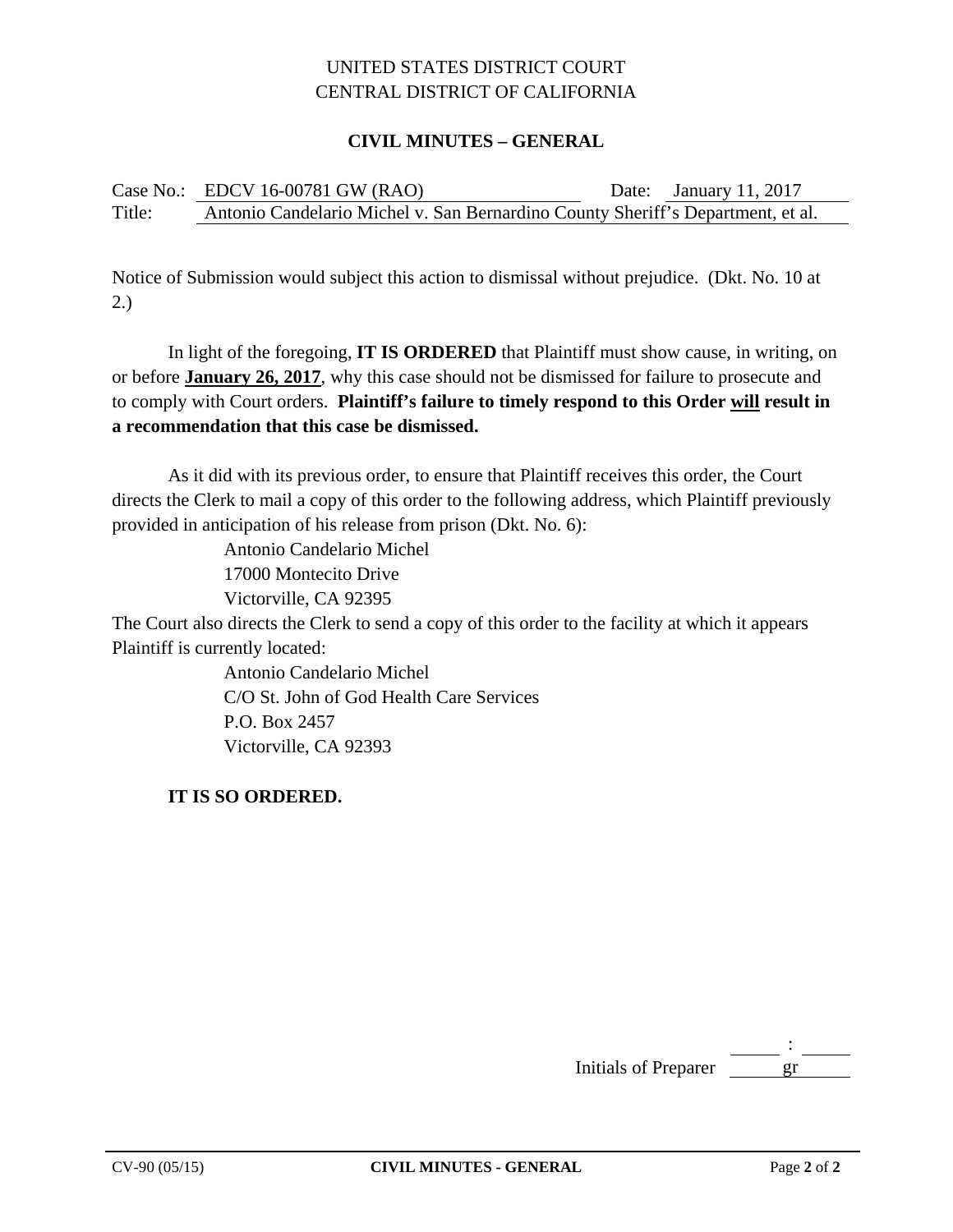UNITED STATES DISTRICT COURT
CENTRAL DISTRICT OF CALIFORNIA

**CIVIL MINUTES – GENERAL**

| | | | |
|---|---|---|---|
| Case No.: | EDCV 16-00781 GW (RAO) | Date: | January 11, 2017 |
| Title: | Antonio Candelario Michel v. San Bernardino County Sheriff's Department, et al. | | |

Notice of Submission would subject this action to dismissal without prejudice. (Dkt. No. 10 at 2.)

In light of the foregoing, **IT IS ORDERED** that Plaintiff must show cause, in writing, on or before **January 26, 2017**, why this case should not be dismissed for failure to prosecute and to comply with Court orders. **Plaintiff's failure to timely respond to this Order will result in a recommendation that this case be dismissed.**

As it did with its previous order, to ensure that Plaintiff receives this order, the Court directs the Clerk to mail a copy of this order to the following address, which Plaintiff previously provided in anticipation of his release from prison (Dkt. No. 6):

Antonio Candelario Michel
17000 Montecito Drive
Victorville, CA 92395

The Court also directs the Clerk to send a copy of this order to the facility at which it appears Plaintiff is currently located:

Antonio Candelario Michel
C/O St. John of God Health Care Services
P.O. Box 2457
Victorville, CA 92393

**IT IS SO ORDERED.**

:

Initials of Preparer gr